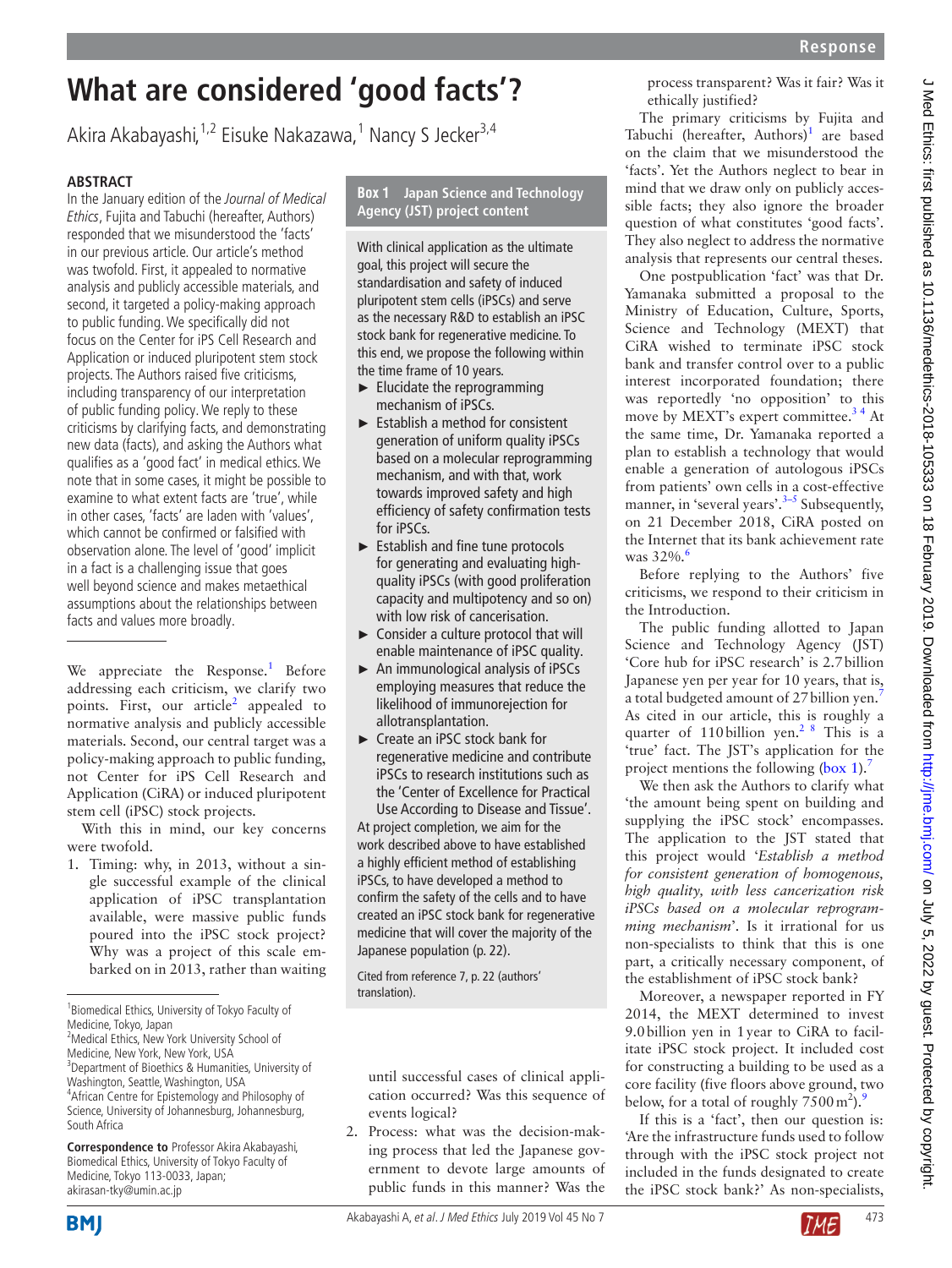# What are considered 'good facts'?

Akira Akabayashi,[1,2] Eisuke Nakazawa,[1] Nancy S Jecker[3,4]

## ABSTRACT

In the January edition of the *Journal of Medical Ethics*, Fujita and Tabuchi (hereafter, Authors) responded that we misunderstood the 'facts' in our previous article. Our article's method was twofold. First, it appealed to normative analysis and publicly accessible materials, and second, it targeted a policy-making approach to public funding. We specifically did not focus on the Center for iPS Cell Research and Application or induced pluripotent stem cell projects. The Authors raised five criticisms, including transparency of our interpretation of public funding policy. We reply to these criticisms by clarifying facts, and demonstrating new data (facts), and asking the Authors what qualifies as a 'good fact' in medical ethics. We note that in some cases, it might be possible to examine to what extent facts are 'true', while in other cases, 'facts' are laden with 'values', which cannot be confirmed or falsified with observation alone. The level of 'good' implicit in a fact is a challenging issue that goes well beyond science and makes metaethical assumptions about the relationships between facts and values more broadly.

---

We appreciate the Response.[1] Before addressing each criticism, we clarify two points. First, our article[2] appealed to normative analysis and publicly accessible materials. Second, our central target was a policy-making approach to public funding, not Center for iPS Cell Research and Application (CiRA) or induced pluripotent stem cell (iPSC) stock projects.

With this in mind, our key concerns were twofold.

1. Timing: why, in 2013, without a single successful example of the clinical application of iPSC transplantation available, were massive public funds poured into the iPSC stock project? Why was a project of this scale embarked on in 2013, rather than waiting until successful cases of clinical application occurred? Was this sequence of events logical?
2. Process: what was the decision-making process that led the Japanese government to devote large amounts of public funds in this manner? Was the process transparent? Was it fair? Was it ethically justified?

> **Box 1 Japan Science and Technology Agency (JST) project content**
>
> With clinical application as the ultimate goal, this project will secure the standardisation and safety of induced pluripotent stem cells (iPSCs) and serve as the necessary R&D to establish an iPSC stock bank for regenerative medicine. To this end, we propose the following within the time frame of 10 years.
>
> - Elucidate the reprogramming mechanism of iPSCs.
> - Establish a method for consistent generation of uniform quality iPSCs based on a molecular reprogramming mechanism, and with that, work towards improved safety and high efficiency of safety confirmation tests for iPSCs.
> - Establish and fine tune protocols for generating and evaluating high-quality iPSCs (with good proliferation capacity and multipotency and so on) with low risk of cancerisation.
> - Consider a culture protocol that will enable maintenance of iPSC quality.
> - An immunological analysis of iPSCs employing measures that reduce the likelihood of immunorejection for allotransplantation.
> - Create an iPSC stock bank for regenerative medicine and contribute iPSCs to research institutions such as the 'Center of Excellence for Practical Use According to Disease and Tissue'.
>
> At project completion, we aim for the work described above to have established a highly efficient method of establishing iPSCs, to have developed a method to confirm the safety of the cells and to have created an iPSC stock bank for regenerative medicine that will cover the majority of the Japanese population (p. 22).
>
> Cited from reference 7, p. 22 (authors' translation).

The primary criticisms by Fujita and Tabuchi (hereafter, Authors)[1] are based on the claim that we misunderstood the 'facts'. Yet the Authors neglect to bear in mind that we draw only on publicly accessible facts; they also ignore the broader question of what constitutes 'good facts'. They also neglect to address the normative analysis that represents our central theses.

One postpublication 'fact' was that Dr. Yamanaka submitted a proposal to the Ministry of Education, Culture, Sports, Science and Technology (MEXT) that CiRA wished to terminate iPSC stock bank and transfer control over to a public interest incorporated foundation; there was reportedly 'no opposition' to this move by MEXT's expert committee.[3 4] At the same time, Dr. Yamanaka reported a plan to establish a technology that would enable a generation of autologous iPSCs from patients' own cells in a cost-effective manner, in 'several years'.[3–5] Subsequently, on 21 December 2018, CiRA posted on the Internet that its bank achievement rate was 32%.[6]

Before replying to the Authors' five criticisms, we respond to their criticism in the Introduction.

The public funding allotted to Japan Science and Technology Agency (JST) 'Core hub for iPSC research' is 2.7 billion Japanese yen per year for 10 years, that is, a total budgeted amount of 27 billion yen.[7] As cited in our article, this is roughly a quarter of 110 billion yen.[2 8] This is a 'true' fact. The JST's application for the project mentions the following (box 1).[7]

We then ask the Authors to clarify what 'the amount being spent on building and supplying the iPSC stock' encompasses. The application to the JST stated that this project would '*Establish a method for consistent generation of homogenous, high quality, with less cancerization risk iPSCs based on a molecular reprogramming mechanism*'. Is it irrational for us non-specialists to think that this is one part, a critically necessary component, of the establishment of iPSC stock bank?

Moreover, a newspaper reported in FY 2014, the MEXT determined to invest 9.0 billion yen in 1 year to CiRA to facilitate iPSC stock project. It included cost for constructing a building to be used as a core facility (five floors above ground, two below, for a total of roughly 7500 m$^2$).[9]

If this is a 'fact', then our question is: 'Are the infrastructure funds used to follow through with the iPSC stock project not included in the funds designated to create the iPSC stock bank?' As non-specialists,

---

[1]Biomedical Ethics, University of Tokyo Faculty of Medicine, Tokyo, Japan
[2]Medical Ethics, New York University School of Medicine, New York, New York, USA
[3]Department of Bioethics & Humanities, University of Washington, Seattle, Washington, USA
[4]African Centre for Epistemology and Philosophy of Science, University of Johannesburg, Johannesburg, South Africa

**Correspondence to** Professor Akira Akabayashi, Biomedical Ethics, University of Tokyo Faculty of Medicine, Tokyo 113-0033, Japan; akirasan-tky@umin.ac.jp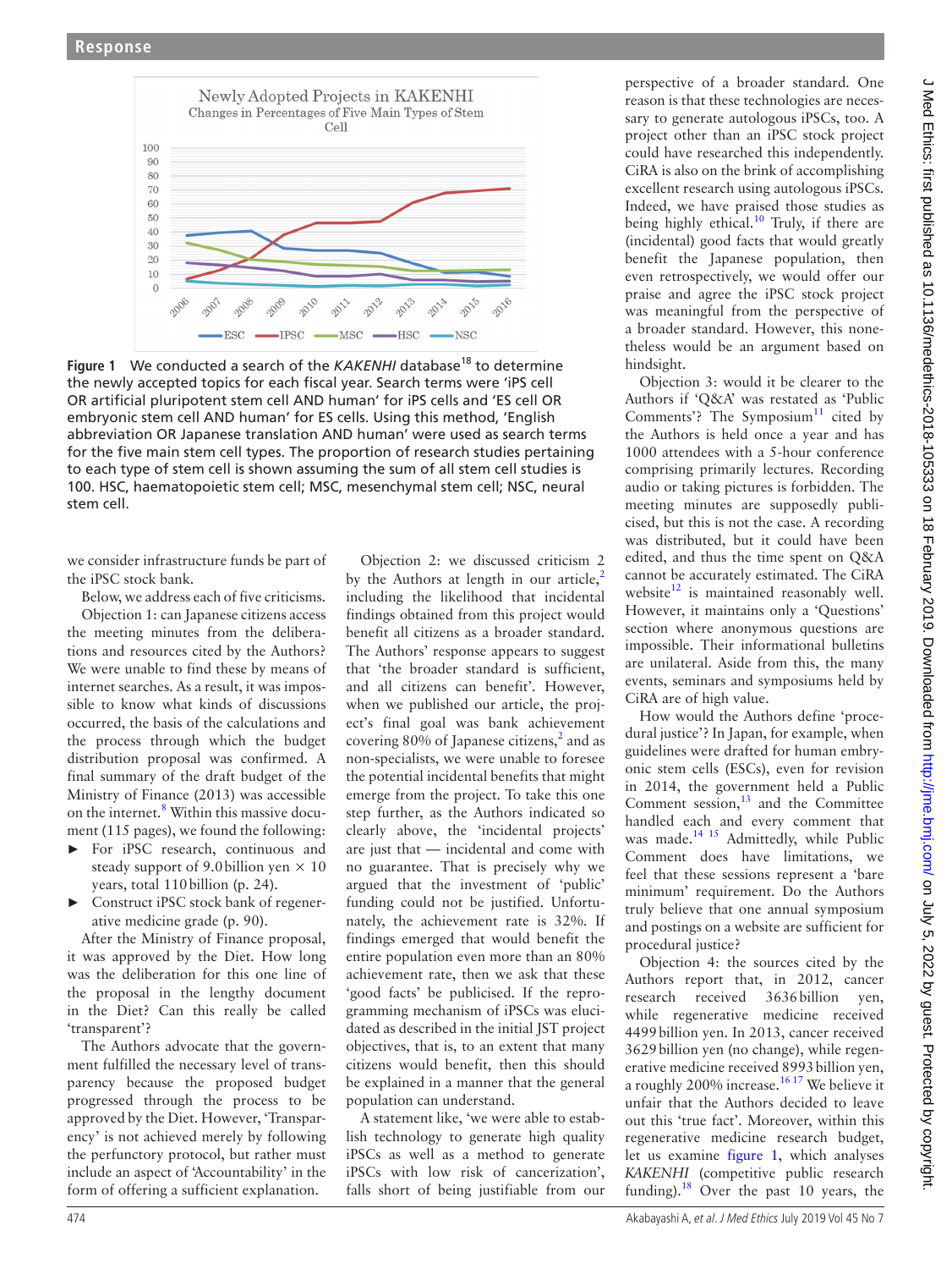Figure 1 We conducted a search of the *KAKENHI* database[18] to determine the newly accepted topics for each fiscal year. Search terms were 'iPS cell OR artificial pluripotent stem cell AND human' for iPS cells and 'ES cell OR embryonic stem cell AND human' for ES cells. Using this method, 'English abbreviation OR Japanese translation AND human' were used as search terms for the five main stem cell types. The proportion of research studies pertaining to each type of stem cell is shown assuming the sum of all stem cell studies is 100. HSC, haematopoietic stem cell; MSC, mesenchymal stem cell; NSC, neural stem cell.

we consider infrastructure funds be part of the iPSC stock bank.

Below, we address each of five criticisms.

Objection 1: can Japanese citizens access the meeting minutes from the deliberations and resources cited by the Authors? We were unable to find these by means of internet searches. As a result, it was impossible to know what kinds of discussions occurred, the basis of the calculations and the process through which the budget distribution proposal was confirmed. A final summary of the draft budget of the Ministry of Finance (2013) was accessible on the internet.[8] Within this massive document (115 pages), we found the following:

- For iPSC research, continuous and steady support of 9.0 billion yen × 10 years, total 110 billion (p. 24).
- Construct iPSC stock bank of regenerative medicine grade (p. 90).

After the Ministry of Finance proposal, it was approved by the Diet. How long was the deliberation for this one line of the proposal in the lengthy document in the Diet? Can this really be called 'transparent'?

The Authors advocate that the government fulfilled the necessary level of transparency because the proposed budget progressed through the process to be approved by the Diet. However, 'Transparency' is not achieved merely by following the perfunctory protocol, but rather must include an aspect of 'Accountability' in the form of offering a sufficient explanation.

Objection 2: we discussed criticism 2 by the Authors at length in our article,[2] including the likelihood that incidental findings obtained from this project would benefit all citizens as a broader standard. The Authors' response appears to suggest that 'the broader standard is sufficient, and all citizens can benefit'. However, when we published our article, the project's final goal was bank achievement covering 80% of Japanese citizens,[2] and as non-specialists, we were unable to foresee the potential incidental benefits that might emerge from the project. To take this one step further, as the Authors indicated so clearly above, the 'incidental projects' are just that — incidental and come with no guarantee. That is precisely why we argued that the investment of 'public' funding could not be justified. Unfortunately, the achievement rate is 32%. If findings emerged that would benefit the entire population even more than an 80% achievement rate, then we ask that these 'good facts' be publicised. If the reprogramming mechanism of iPSCs was elucidated as described in the initial JST project objectives, that is, to an extent that many citizens would benefit, then this should be explained in a manner that the general population can understand.

A statement like, 'we were able to establish technology to generate high quality iPSCs as well as a method to generate iPSCs with low risk of cancerization', falls short of being justifiable from our perspective of a broader standard. One reason is that these technologies are necessary to generate autologous iPSCs, too. A project other than an iPSC stock project could have researched this independently. CiRA is also on the brink of accomplishing excellent research using autologous iPSCs. Indeed, we have praised those studies as being highly ethical.[10] Truly, if there are (incidental) good facts that would greatly benefit the Japanese population, then even retrospectively, we would offer our praise and agree the iPSC stock project was meaningful from the perspective of a broader standard. However, this nonetheless would be an argument based on hindsight.

Objection 3: would it be clearer to the Authors if 'Q&A' was restated as 'Public Comments'? The Symposium[11] cited by the Authors is held once a year and has 1000 attendees with a 5-hour conference comprising primarily lectures. Recording audio or taking pictures is forbidden. The meeting minutes are supposedly publicised, but this is not the case. A recording was distributed, but it could have been edited, and thus the time spent on Q&A cannot be accurately estimated. The CiRA website[12] is maintained reasonably well. However, it maintains only a 'Questions' section where anonymous questions are impossible. Their informational bulletins are unilateral. Aside from this, the many events, seminars and symposiums held by CiRA are of high value.

How would the Authors define 'procedural justice'? In Japan, for example, when guidelines were drafted for human embryonic stem cells (ESCs), even for revision in 2014, the government held a Public Comment session,[13] and the Committee handled each and every comment that was made.[14 15] Admittedly, while Public Comment does have limitations, we feel that these sessions represent a 'bare minimum' requirement. Do the Authors truly believe that one annual symposium and postings on a website are sufficient for procedural justice?

Objection 4: the sources cited by the Authors report that, in 2012, cancer research received 3636 billion yen, while regenerative medicine received 4499 billion yen. In 2013, cancer received 3629 billion yen (no change), while regenerative medicine received 8993 billion yen, a roughly 200% increase.[16 17] We believe it unfair that the Authors decided to leave out this 'true fact'. Moreover, within this regenerative medicine research budget, let us examine figure 1, which analyses *KAKENHI* (competitive public research funding).[18] Over the past 10 years, the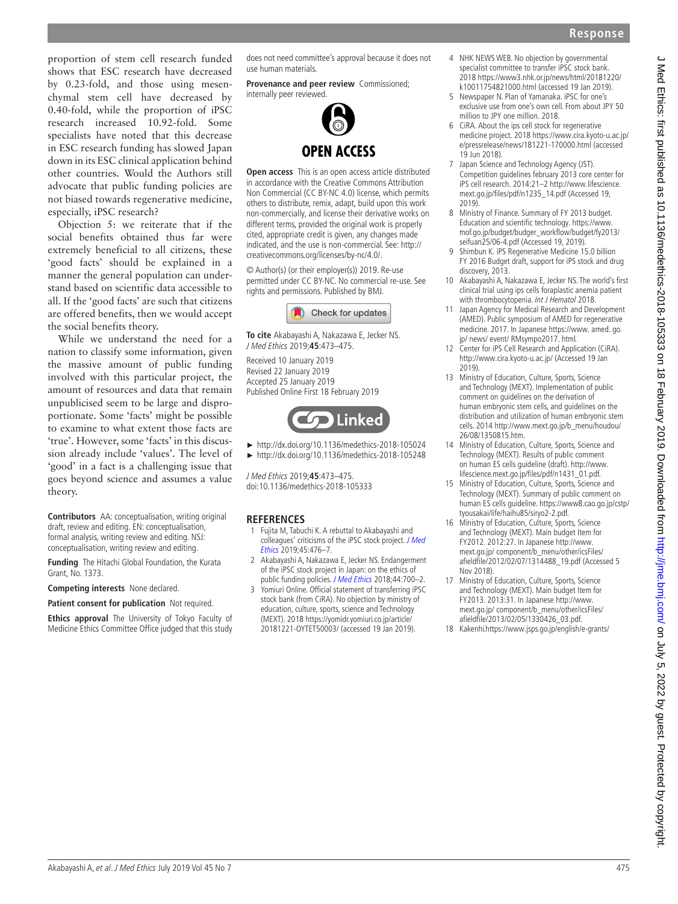proportion of stem cell research funded shows that ESC research have decreased by 0.23-fold, and those using mesenchymal stem cell have decreased by 0.40-fold, while the proportion of iPSC research increased 10.92-fold. Some specialists have noted that this decrease in ESC research funding has slowed Japan down in its ESC clinical application behind other countries. Would the Authors still advocate that public funding policies are not biased towards regenerative medicine, especially, iPSC research?

Objection 5: we reiterate that if the social benefits obtained thus far were extremely beneficial to all citizens, these 'good facts' should be explained in a manner the general population can understand based on scientific data accessible to all. If the 'good facts' are such that citizens are offered benefits, then we would accept the social benefits theory.

While we understand the need for a nation to classify some information, given the massive amount of public funding involved with this particular project, the amount of resources and data that remain unpublicised seem to be large and disproportionate. Some 'facts' might be possible to examine to what extent those facts are 'true'. However, some 'facts' in this discussion already include 'values'. The level of 'good' in a fact is a challenging issue that goes beyond science and assumes a value theory.

**Contributors** AA: conceptualisation, writing original draft, review and editing. EN: conceptualisation, formal analysis, writing review and editing. NSJ: conceptualisation, writing review and editing.

**Funding** The Hitachi Global Foundation, the Kurata Grant, No. 1373.

**Competing interests** None declared.

**Patient consent for publication** Not required.

**Ethics approval** The University of Tokyo Faculty of Medicine Ethics Committee Office judged that this study does not need committee's approval because it does not use human materials.

**Provenance and peer review** Commissioned; internally peer reviewed.

**OPEN ACCESS**

**Open access** This is an open access article distributed in accordance with the Creative Commons Attribution Non Commercial (CC BY-NC 4.0) license, which permits others to distribute, remix, adapt, build upon this work non-commercially, and license their derivative works on different terms, provided the original work is properly cited, appropriate credit is given, any changes made indicated, and the use is non-commercial. See: http://creativecommons.org/licenses/by-nc/4.0/.

© Author(s) (or their employer(s)) 2019. Re-use permitted under CC BY-NC. No commercial re-use. See rights and permissions. Published by BMJ.

**To cite** Akabayashi A, Nakazawa E, Jecker NS. *J Med Ethics* 2019;**45**:473–475.

Received 10 January 2019
Revised 22 January 2019
Accepted 25 January 2019
Published Online First 18 February 2019

- ► http://dx.doi.org/10.1136/medethics-2018-105024
- ► http://dx.doi.org/10.1136/medethics-2018-105248

*J Med Ethics* 2019;**45**:473–475.
doi:10.1136/medethics-2018-105333

## REFERENCES

1. Fujita M, Tabuchi K. A rebuttal to Akabayashi and colleagues' criticisms of the iPSC stock project. *J Med Ethics* 2019;45:476–7.
2. Akabayashi A, Nakazawa E, Jecker NS. Endangerment of the iPSC stock project in Japan: on the ethics of public funding policies. *J Med Ethics* 2018;44:700–2.
3. Yomiuri Online. Official statement of transferring iPSC stock bank (from CiRA). No objection by ministry of education, culture, sports, science and Technology (MEXT). 2018 https://yomidr.yomiuri.co.jp/article/20181221-OYTET50003/ (accessed 19 Jan 2019).
4. NHK NEWS WEB. No objection by governmental specialist committee to transfer iPSC stock bank. 2018 https://www3.nhk.or.jp/news/html/20181220/k10011754821000.html (accessed 19 Jan 2019).
5. Newspaper N. Plan of Yamanaka. iPSC for one's exclusive use from one's own cell. From about JPY 50 million to JPY one million. 2018.
6. CiRA. About the ips cell stock for regenerative medicine project. 2018 https://www.cira.kyoto-u.ac.jp/e/pressrelease/news/181221-170000.html (accessed 19 Jun 2018).
7. Japan Science and Technology Agency (JST). Competition guidelines february 2013 core center for iPS cell research. 2014:21–2 http://www.lifescience.mext.go.jp/files/pdf/n1235_14.pdf (Accessed 19, 2019).
8. Ministry of Finance. Summary of FY 2013 budget. Education and scientific technology. https://www.mof.go.jp/budget/budger_workflow/budget/fy2013/seifuan25/06-4.pdf (Accessed 19, 2019).
9. Shimbun K. iPS Regenerative Medicine 15.0 billion FY 2016 Budget draft, support for iPS stock and drug discovery, 2013.
10. Akabayashi A, Nakazawa E, Jecker NS. The world's first clinical trial using ips cells foraplastic anemia patient with thrombocytopenia. *Int J Hematol* 2018.
11. Japan Agency for Medical Research and Development (AMED). Public symposium of AMED for regenerative medicine. 2017. In Japanese https://www. amed. go. jp/ news/ event/ RMsympo2017. html.
12. Center for iPS Cell Research and Application (CiRA). http://www.cira.kyoto-u.ac.jp/ (Accessed 19 Jan 2019).
13. Ministry of Education, Culture, Sports, Science and Technology (MEXT). Implementation of public comment on guidelines on the derivation of human embryonic stem cells, and guidelines on the distribution and utilization of human embryonic stem cells. 2014 http://www.mext.go.jp/b_menu/houdou/26/08/1350815.htm.
14. Ministry of Education, Culture, Sports, Science and Technology (MEXT). Results of public comment on human ES cells guideline (draft). http://www.lifescience.mext.go.jp/files/pdf/n1431_01.pdf.
15. Ministry of Education, Culture, Sports, Science and Technology (MEXT). Summary of public comment on human ES cells guideline. https://www8.cao.go.jp/cstp/tyousakai/life/haihu85/siryo2-2.pdf.
16. Ministry of Education, Culture, Sports, Science and Technology (MEXT). Main budget Item for FY2012. 2012:27. In Japanese http://www.mext.go.jp/ component/b_menu/other/icsFiles/afieldfile/2012/02/07/1314488_19.pdf (Accessed 5 Nov 2018).
17. Ministry of Education, Culture, Sports, Science and Technology (MEXT). Main budget Item for FY2013. 2013:31. In Japanese http://www.mext.go.jp/ component/b_menu/other/icsFiles/afieldfile/2013/02/05/1330426_03.pdf.
18. Kakenhi.https://www.jsps.go.jp/english/e-grants/